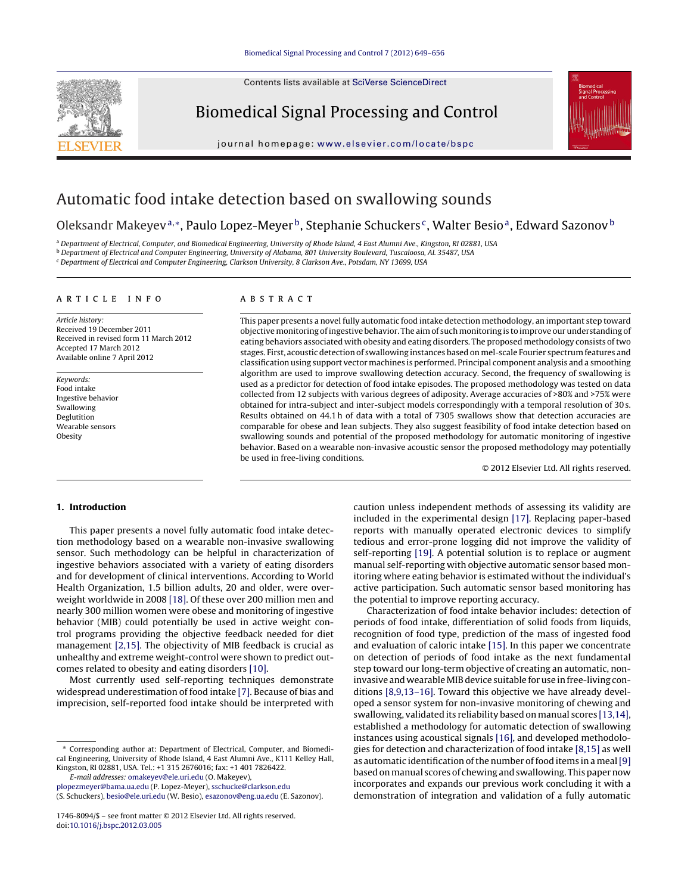# Automatic food intake detection based on swallowing sounds

Oleksandr Makeyev[a,*], Paulo Lopez-Meyer[b], Stephanie Schuckers[c], Walter Besio[a], Edward Sazonov[b]

[a] *Department of Electrical, Computer, and Biomedical Engineering, University of Rhode Island, 4 East Alumni Ave., Kingston, RI 02881, USA*

[b] *Department of Electrical and Computer Engineering, University of Alabama, 801 University Boulevard, Tuscaloosa, AL 35487, USA*

[c] *Department of Electrical and Computer Engineering, Clarkson University, 8 Clarkson Ave., Potsdam, NY 13699, USA*

## ARTICLE INFO

*Article history:*
Received 19 December 2011
Received in revised form 11 March 2012
Accepted 17 March 2012
Available online 7 April 2012

*Keywords:*
Food intake
Ingestive behavior
Swallowing
Deglutition
Wearable sensors
Obesity

## ABSTRACT

This paper presents a novel fully automatic food intake detection methodology, an important step toward objective monitoring of ingestive behavior. The aim of such monitoring is to improve our understanding of eating behaviors associated with obesity and eating disorders. The proposed methodology consists of two stages. First, acoustic detection of swallowing instances based on mel-scale Fourier spectrum features and classification using support vector machines is performed. Principal component analysis and a smoothing algorithm are used to improve swallowing detection accuracy. Second, the frequency of swallowing is used as a predictor for detection of food intake episodes. The proposed methodology was tested on data collected from 12 subjects with various degrees of adiposity. Average accuracies of >80% and >75% were obtained for intra-subject and inter-subject models correspondingly with a temporal resolution of 30 s. Results obtained on 44.1 h of data with a total of 7305 swallows show that detection accuracies are comparable for obese and lean subjects. They also suggest feasibility of food intake detection based on swallowing sounds and potential of the proposed methodology for automatic monitoring of ingestive behavior. Based on a wearable non-invasive acoustic sensor the proposed methodology may potentially be used in free-living conditions.

© 2012 Elsevier Ltd. All rights reserved.

## 1. Introduction

This paper presents a novel fully automatic food intake detection methodology based on a wearable non-invasive swallowing sensor. Such methodology can be helpful in characterization of ingestive behaviors associated with a variety of eating disorders and for development of clinical interventions. According to World Health Organization, 1.5 billion adults, 20 and older, were overweight worldwide in 2008 [18]. Of these over 200 million men and nearly 300 million women were obese and monitoring of ingestive behavior (MIB) could potentially be used in active weight control programs providing the objective feedback needed for diet management [2,15]. The objectivity of MIB feedback is crucial as unhealthy and extreme weight-control were shown to predict outcomes related to obesity and eating disorders [10].

Most currently used self-reporting techniques demonstrate widespread underestimation of food intake [7]. Because of bias and imprecision, self-reported food intake should be interpreted with caution unless independent methods of assessing its validity are included in the experimental design [17]. Replacing paper-based reports with manually operated electronic devices to simplify tedious and error-prone logging did not improve the validity of self-reporting [19]. A potential solution is to replace or augment manual self-reporting with objective automatic sensor based monitoring where eating behavior is estimated without the individual's active participation. Such automatic sensor based monitoring has the potential to improve reporting accuracy.

Characterization of food intake behavior includes: detection of periods of food intake, differentiation of solid foods from liquids, recognition of food type, prediction of the mass of ingested food and evaluation of caloric intake [15]. In this paper we concentrate on detection of periods of food intake as the next fundamental step toward our long-term objective of creating an automatic, non-invasive and wearable MIB device suitable for use in free-living conditions [8,9,13–16]. Toward this objective we have already developed a sensor system for non-invasive monitoring of chewing and swallowing, validated its reliability based on manual scores [13,14], established a methodology for automatic detection of swallowing instances using acoustical signals [16], and developed methodologies for detection and characterization of food intake [8,15] as well as automatic identification of the number of food items in a meal [9] based on manual scores of chewing and swallowing. This paper now incorporates and expands our previous work concluding it with a demonstration of integration and validation of a fully automatic

---

\* Corresponding author at: Department of Electrical, Computer, and Biomedical Engineering, University of Rhode Island, 4 East Alumni Ave., K111 Kelley Hall, Kingston, RI 02881, USA. Tel.: +1 315 2676016; fax: +1 401 7826422.
*E-mail addresses:* omakeyev@ele.uri.edu (O. Makeyev), plopezmeyer@bama.ua.edu (P. Lopez-Meyer), sschucke@clarkson.edu (S. Schuckers), besio@ele.uri.edu (W. Besio), esazonov@eng.ua.edu (E. Sazonov).

1746-8094/$ – see front matter © 2012 Elsevier Ltd. All rights reserved.
doi:10.1016/j.bspc.2012.03.005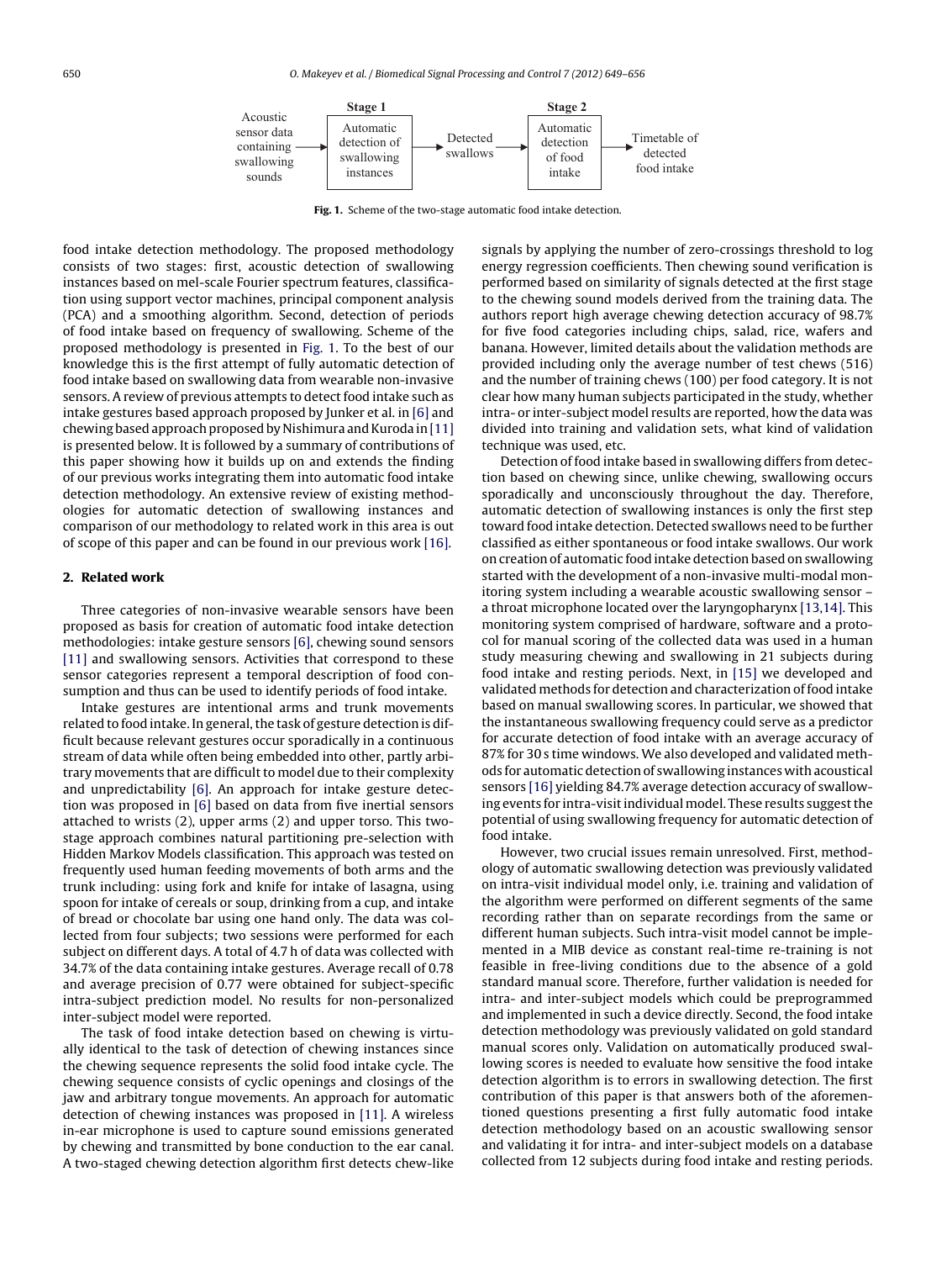Stage 1

Acoustic sensor data containing swallowing sounds → Automatic detection of swallowing instances → Detected swallows → Automatic detection of food intake → Timetable of detected food intake

Stage 2

**Fig. 1.** Scheme of the two-stage automatic food intake detection.

food intake detection methodology. The proposed methodology consists of two stages: first, acoustic detection of swallowing instances based on mel-scale Fourier spectrum features, classification using support vector machines, principal component analysis (PCA) and a smoothing algorithm. Second, detection of periods of food intake based on frequency of swallowing. Scheme of the proposed methodology is presented in Fig. 1. To the best of our knowledge this is the first attempt of fully automatic detection of food intake based on swallowing data from wearable non-invasive sensors. A review of previous attempts to detect food intake such as intake gestures based approach proposed by Junker et al. in [6] and chewing based approach proposed by Nishimura and Kuroda in [11] is presented below. It is followed by a summary of contributions of this paper showing how it builds up on and extends the finding of our previous works integrating them into automatic food intake detection methodology. An extensive review of existing methodologies for automatic detection of swallowing instances and comparison of our methodology to related work in this area is out of scope of this paper and can be found in our previous work [16].

## 2. Related work

Three categories of non-invasive wearable sensors have been proposed as basis for creation of automatic food intake detection methodologies: intake gesture sensors [6], chewing sound sensors [11] and swallowing sensors. Activities that correspond to these sensor categories represent a temporal description of food consumption and thus can be used to identify periods of food intake.

Intake gestures are intentional arms and trunk movements related to food intake. In general, the task of gesture detection is difficult because relevant gestures occur sporadically in a continuous stream of data while often being embedded into other, partly arbitrary movements that are difficult to model due to their complexity and unpredictability [6]. An approach for intake gesture detection was proposed in [6] based on data from five inertial sensors attached to wrists (2), upper arms (2) and upper torso. This two-stage approach combines natural partitioning pre-selection with Hidden Markov Models classification. This approach was tested on frequently used human feeding movements of both arms and the trunk including: using fork and knife for intake of lasagna, using spoon for intake of cereals or soup, drinking from a cup, and intake of bread or chocolate bar using one hand only. The data was collected from four subjects; two sessions were performed for each subject on different days. A total of 4.7 h of data was collected with 34.7% of the data containing intake gestures. Average recall of 0.78 and average precision of 0.77 were obtained for subject-specific intra-subject prediction model. No results for non-personalized inter-subject model were reported.

The task of food intake detection based on chewing is virtually identical to the task of detection of chewing instances since the chewing sequence represents the solid food intake cycle. The chewing sequence consists of cyclic openings and closings of the jaw and arbitrary tongue movements. An approach for automatic detection of chewing instances was proposed in [11]. A wireless in-ear microphone is used to capture sound emissions generated by chewing and transmitted by bone conduction to the ear canal. A two-staged chewing detection algorithm first detects chew-like signals by applying the number of zero-crossings threshold to log energy regression coefficients. Then chewing sound verification is performed based on similarity of signals detected at the first stage to the chewing sound models derived from the training data. The authors report high average chewing detection accuracy of 98.7% for five food categories including chips, salad, rice, wafers and banana. However, limited details about the validation methods are provided including only the average number of test chews (516) and the number of training chews (100) per food category. It is not clear how many human subjects participated in the study, whether intra- or inter-subject model results are reported, how the data was divided into training and validation sets, what kind of validation technique was used, etc.

Detection of food intake based in swallowing differs from detection based on chewing since, unlike chewing, swallowing occurs sporadically and unconsciously throughout the day. Therefore, automatic detection of swallowing instances is only the first step toward food intake detection. Detected swallows need to be further classified as either spontaneous or food intake swallows. Our work on creation of automatic food intake detection based on swallowing started with the development of a non-invasive multi-modal monitoring system including a wearable acoustic swallowing sensor – a throat microphone located over the laryngopharynx [13,14]. This monitoring system comprised of hardware, software and a protocol for manual scoring of the collected data was used in a human study measuring chewing and swallowing in 21 subjects during food intake and resting periods. Next, in [15] we developed and validated methods for detection and characterization of food intake based on manual swallowing scores. In particular, we showed that the instantaneous swallowing frequency could serve as a predictor for accurate detection of food intake with an average accuracy of 87% for 30 s time windows. We also developed and validated methods for automatic detection of swallowing instances with acoustical sensors [16] yielding 84.7% average detection accuracy of swallowing events for intra-visit individual model. These results suggest the potential of using swallowing frequency for automatic detection of food intake.

However, two crucial issues remain unresolved. First, methodology of automatic swallowing detection was previously validated on intra-visit individual model only, i.e. training and validation of the algorithm were performed on different segments of the same recording rather than on separate recordings from the same or different human subjects. Such intra-visit model cannot be implemented in a MIB device as constant real-time re-training is not feasible in free-living conditions due to the absence of a gold standard manual score. Therefore, further validation is needed for intra- and inter-subject models which could be preprogrammed and implemented in such a device directly. Second, the food intake detection methodology was previously validated on gold standard manual scores only. Validation on automatically produced swallowing scores is needed to evaluate how sensitive the food intake detection algorithm is to errors in swallowing detection. The first contribution of this paper is that answers both of the aforementioned questions presenting a first fully automatic food intake detection methodology based on an acoustic swallowing sensor and validating it for intra- and inter-subject models on a database collected from 12 subjects during food intake and resting periods.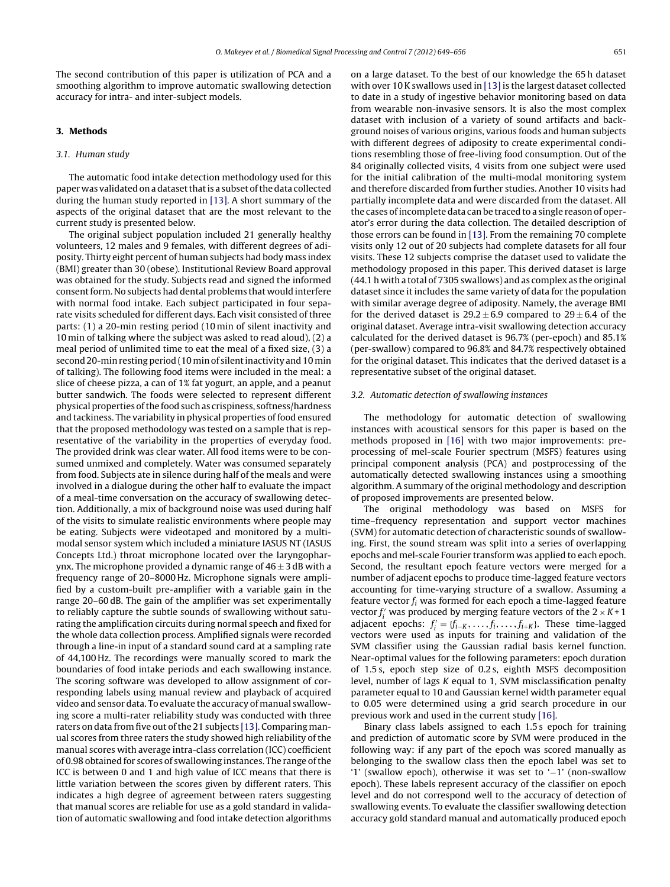The second contribution of this paper is utilization of PCA and a smoothing algorithm to improve automatic swallowing detection accuracy for intra- and inter-subject models.

## 3. Methods

### 3.1. Human study

The automatic food intake detection methodology used for this paper was validated on a dataset that is a subset of the data collected during the human study reported in [13]. A short summary of the aspects of the original dataset that are the most relevant to the current study is presented below.

The original subject population included 21 generally healthy volunteers, 12 males and 9 females, with different degrees of adiposity. Thirty eight percent of human subjects had body mass index (BMI) greater than 30 (obese). Institutional Review Board approval was obtained for the study. Subjects read and signed the informed consent form. No subjects had dental problems that would interfere with normal food intake. Each subject participated in four separate visits scheduled for different days. Each visit consisted of three parts: (1) a 20-min resting period (10 min of silent inactivity and 10 min of talking where the subject was asked to read aloud), (2) a meal period of unlimited time to eat the meal of a fixed size, (3) a second 20-min resting period (10 min of silent inactivity and 10 min of talking). The following food items were included in the meal: a slice of cheese pizza, a can of 1% fat yogurt, an apple, and a peanut butter sandwich. The foods were selected to represent different physical properties of the food such as crispiness, softness/hardness and tackiness. The variability in physical properties of food ensured that the proposed methodology was tested on a sample that is representative of the variability in the properties of everyday food. The provided drink was clear water. All food items were to be consumed unmixed and completely. Water was consumed separately from food. Subjects ate in silence during half of the meals and were involved in a dialogue during the other half to evaluate the impact of a meal-time conversation on the accuracy of swallowing detection. Additionally, a mix of background noise was used during half of the visits to simulate realistic environments where people may be eating. Subjects were videotaped and monitored by a multimodal sensor system which included a miniature IASUS NT (IASUS Concepts Ltd.) throat microphone located over the laryngopharynx. The microphone provided a dynamic range of $46 \pm 3$ dB with a frequency range of 20–8000 Hz. Microphone signals were amplified by a custom-built pre-amplifier with a variable gain in the range 20–60 dB. The gain of the amplifier was set experimentally to reliably capture the subtle sounds of swallowing without saturating the amplification circuits during normal speech and fixed for the whole data collection process. Amplified signals were recorded through a line-in input of a standard sound card at a sampling rate of 44,100 Hz. The recordings were manually scored to mark the boundaries of food intake periods and each swallowing instance. The scoring software was developed to allow assignment of corresponding labels using manual review and playback of acquired video and sensor data. To evaluate the accuracy of manual swallowing score a multi-rater reliability study was conducted with three raters on data from five out of the 21 subjects [13]. Comparing manual scores from three raters the study showed high reliability of the manual scores with average intra-class correlation (ICC) coefficient of 0.98 obtained for scores of swallowing instances. The range of the ICC is between 0 and 1 and high value of ICC means that there is little variation between the scores given by different raters. This indicates a high degree of agreement between raters suggesting that manual scores are reliable for use as a gold standard in validation of automatic swallowing and food intake detection algorithms on a large dataset. To the best of our knowledge the 65 h dataset with over 10 K swallows used in [13] is the largest dataset collected to date in a study of ingestive behavior monitoring based on data from wearable non-invasive sensors. It is also the most complex dataset with inclusion of a variety of sound artifacts and background noises of various origins, various foods and human subjects with different degrees of adiposity to create experimental conditions resembling those of free-living food consumption. Out of the 84 originally collected visits, 4 visits from one subject were used for the initial calibration of the multi-modal monitoring system and therefore discarded from further studies. Another 10 visits had partially incomplete data and were discarded from the dataset. All the cases of incomplete data can be traced to a single reason of operator's error during the data collection. The detailed description of those errors can be found in [13]. From the remaining 70 complete visits only 12 out of 20 subjects had complete datasets for all four visits. These 12 subjects comprise the dataset used to validate the methodology proposed in this paper. This derived dataset is large (44.1 h with a total of 7305 swallows) and as complex as the original dataset since it includes the same variety of data for the population with similar average degree of adiposity. Namely, the average BMI for the derived dataset is $29.2 \pm 6.9$ compared to $29 \pm 6.4$ of the original dataset. Average intra-visit swallowing detection accuracy calculated for the derived dataset is 96.7% (per-epoch) and 85.1% (per-swallow) compared to 96.8% and 84.7% respectively obtained for the original dataset. This indicates that the derived dataset is a representative subset of the original dataset.

### 3.2. Automatic detection of swallowing instances

The methodology for automatic detection of swallowing instances with acoustical sensors for this paper is based on the methods proposed in [16] with two major improvements: preprocessing of mel-scale Fourier spectrum (MSFS) features using principal component analysis (PCA) and postprocessing of the automatically detected swallowing instances using a smoothing algorithm. A summary of the original methodology and description of proposed improvements are presented below.

The original methodology was based on MSFS for time–frequency representation and support vector machines (SVM) for automatic detection of characteristic sounds of swallowing. First, the sound stream was split into a series of overlapping epochs and mel-scale Fourier transform was applied to each epoch. Second, the resultant epoch feature vectors were merged for a number of adjacent epochs to produce time-lagged feature vectors accounting for time-varying structure of a swallow. Assuming a feature vector $f_i$ was formed for each epoch a time-lagged feature vector $f_i'$ was produced by merging feature vectors of the $2 \times K + 1$ adjacent epochs: $f_i' = \{f_{i-K}, \ldots, f_i, \ldots, f_{i+K}\}$. These time-lagged vectors were used as inputs for training and validation of the SVM classifier using the Gaussian radial basis kernel function. Near-optimal values for the following parameters: epoch duration of 1.5 s, epoch step size of 0.2 s, eighth MSFS decomposition level, number of lags $K$ equal to 1, SVM misclassification penalty parameter equal to 10 and Gaussian kernel width parameter equal to 0.05 were determined using a grid search procedure in our previous work and used in the current study [16].

Binary class labels assigned to each 1.5 s epoch for training and prediction of automatic score by SVM were produced in the following way: if any part of the epoch was scored manually as belonging to the swallow class then the epoch label was set to '1' (swallow epoch), otherwise it was set to '−1' (non-swallow epoch). These labels represent accuracy of the classifier on epoch level and do not correspond well to the accuracy of detection of swallowing events. To evaluate the classifier swallowing detection accuracy gold standard manual and automatically produced epoch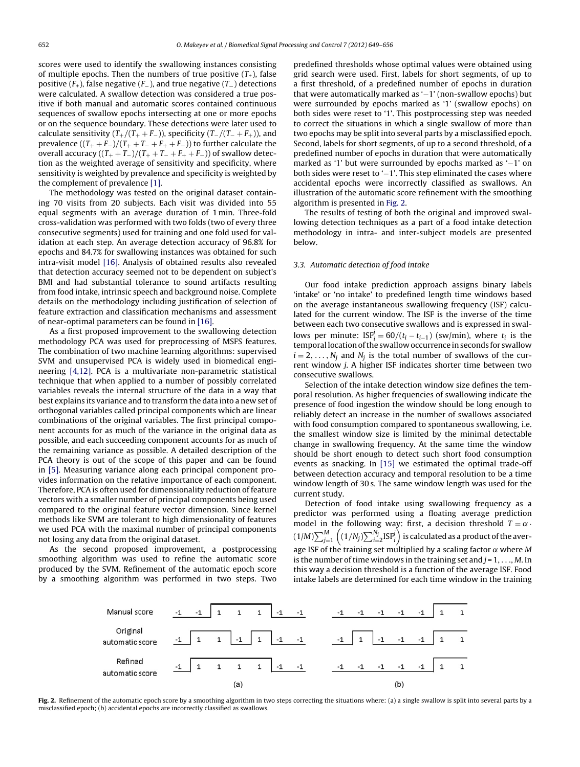scores were used to identify the swallowing instances consisting of multiple epochs. Then the numbers of true positive ($T_+$), false positive ($F_+$), false negative ($F_-$), and true negative ($T_-$) detections were calculated. A swallow detection was considered a true positive if both manual and automatic scores contained continuous sequences of swallow epochs intersecting at one or more epochs or on the sequence boundary. These detections were later used to calculate sensitivity ($T_+/(T_+ + F_-)$), specificity ($T_-/(T_- + F_+)$), and prevalence ($(T_+ + F_-)/(T_+ + T_- + F_+ + F_-)$) to further calculate the overall accuracy ($(T_+ + T_-)/(T_+ + T_- + F_+ + F_-)$) of swallow detection as the weighted average of sensitivity and specificity, where sensitivity is weighted by prevalence and specificity is weighted by the complement of prevalence [1].

The methodology was tested on the original dataset containing 70 visits from 20 subjects. Each visit was divided into 55 equal segments with an average duration of 1 min. Three-fold cross-validation was performed with two folds (two of every three consecutive segments) used for training and one fold used for validation at each step. An average detection accuracy of 96.8% for epochs and 84.7% for swallowing instances was obtained for such intra-visit model [16]. Analysis of obtained results also revealed that detection accuracy seemed not to be dependent on subject's BMI and had substantial tolerance to sound artifacts resulting from food intake, intrinsic speech and background noise. Complete details on the methodology including justification of selection of feature extraction and classification mechanisms and assessment of near-optimal parameters can be found in [16].

As a first proposed improvement to the swallowing detection methodology PCA was used for preprocessing of MSFS features. The combination of two machine learning algorithms: supervised SVM and unsupervised PCA is widely used in biomedical engineering [4,12]. PCA is a multivariate non-parametric statistical technique that when applied to a number of possibly correlated variables reveals the internal structure of the data in a way that best explains its variance and to transform the data into a new set of orthogonal variables called principal components which are linear combinations of the original variables. The first principal component accounts for as much of the variance in the original data as possible, and each succeeding component accounts for as much of the remaining variance as possible. A detailed description of the PCA theory is out of the scope of this paper and can be found in [5]. Measuring variance along each principal component provides information on the relative importance of each component. Therefore, PCA is often used for dimensionality reduction of feature vectors with a smaller number of principal components being used compared to the original feature vector dimension. Since kernel methods like SVM are tolerant to high dimensionality of features we used PCA with the maximal number of principal components not losing any data from the original dataset.

As the second proposed improvement, a postprocessing smoothing algorithm was used to refine the automatic score produced by the SVM. Refinement of the automatic epoch score by a smoothing algorithm was performed in two steps. Two predefined thresholds whose optimal values were obtained using grid search were used. First, labels for short segments, of up to a first threshold, of a predefined number of epochs in duration that were automatically marked as '−1' (non-swallow epochs) but were surrounded by epochs marked as '1' (swallow epochs) on both sides were reset to '1'. This postprocessing step was needed to correct the situations in which a single swallow of more than two epochs may be split into several parts by a misclassified epoch. Second, labels for short segments, of up to a second threshold, of a predefined number of epochs in duration that were automatically marked as '1' but were surrounded by epochs marked as '−1' on both sides were reset to '−1'. This step eliminated the cases where accidental epochs were incorrectly classified as swallows. An illustration of the automatic score refinement with the smoothing algorithm is presented in Fig. 2.

The results of testing of both the original and improved swallowing detection techniques as a part of a food intake detection methodology in intra- and inter-subject models are presented below.

### 3.3. Automatic detection of food intake

Our food intake prediction approach assigns binary labels 'intake' or 'no intake' to predefined length time windows based on the average instantaneous swallowing frequency (ISF) calculated for the current window. The ISF is the inverse of the time between each two consecutive swallows and is expressed in swallows per minute: $\mathrm{ISF}_i^j = 60/(t_i - t_{i-1})$ (sw/min), where $t_i$ is the temporal location of the swallow occurrence in seconds for swallow $i = 2, \ldots, N_j$ and $N_j$ is the total number of swallows of the current window $j$. A higher ISF indicates shorter time between two consecutive swallows.

Selection of the intake detection window size defines the temporal resolution. As higher frequencies of swallowing indicate the presence of food ingestion the window should be long enough to reliably detect an increase in the number of swallows associated with food consumption compared to spontaneous swallowing, i.e. the smallest window size is limited by the minimal detectable change in swallowing frequency. At the same time the window should be short enough to detect such short food consumption events as snacking. In [15] we estimated the optimal trade-off between detection accuracy and temporal resolution to be a time window length of 30 s. The same window length was used for the current study.

Detection of food intake using swallowing frequency as a predictor was performed using a floating average prediction model in the following way: first, a decision threshold $T = \alpha \cdot (1/M)\sum_{j=1}^{M}\left((1/N_j)\sum_{i=2}^{N_j}\mathrm{ISF}_i^j\right)$ is calculated as a product of the average ISF of the training set multiplied by a scaling factor $\alpha$ where $M$ is the number of time windows in the training set and $j = 1, \ldots, M$. In this way a decision threshold is a function of the average ISF. Food intake labels are determined for each time window in the training

Manual score
Original automatic score
Refined automatic score

(a)
Manual score: -1 -1 1 1 1 -1 -1
Original automatic score: -1 1 1 -1 1 -1 -1
Refined automatic score: -1 1 1 1 1 -1 -1

(b)
Manual score: -1 -1 -1 -1 -1 1 1
Original automatic score: -1 1 -1 -1 -1 1 1
Refined automatic score: -1 -1 -1 -1 -1 1 1

**Fig. 2.** Refinement of the automatic epoch score by a smoothing algorithm in two steps correcting the situations where: (a) a single swallow is split into several parts by a misclassified epoch; (b) accidental epochs are incorrectly classified as swallows.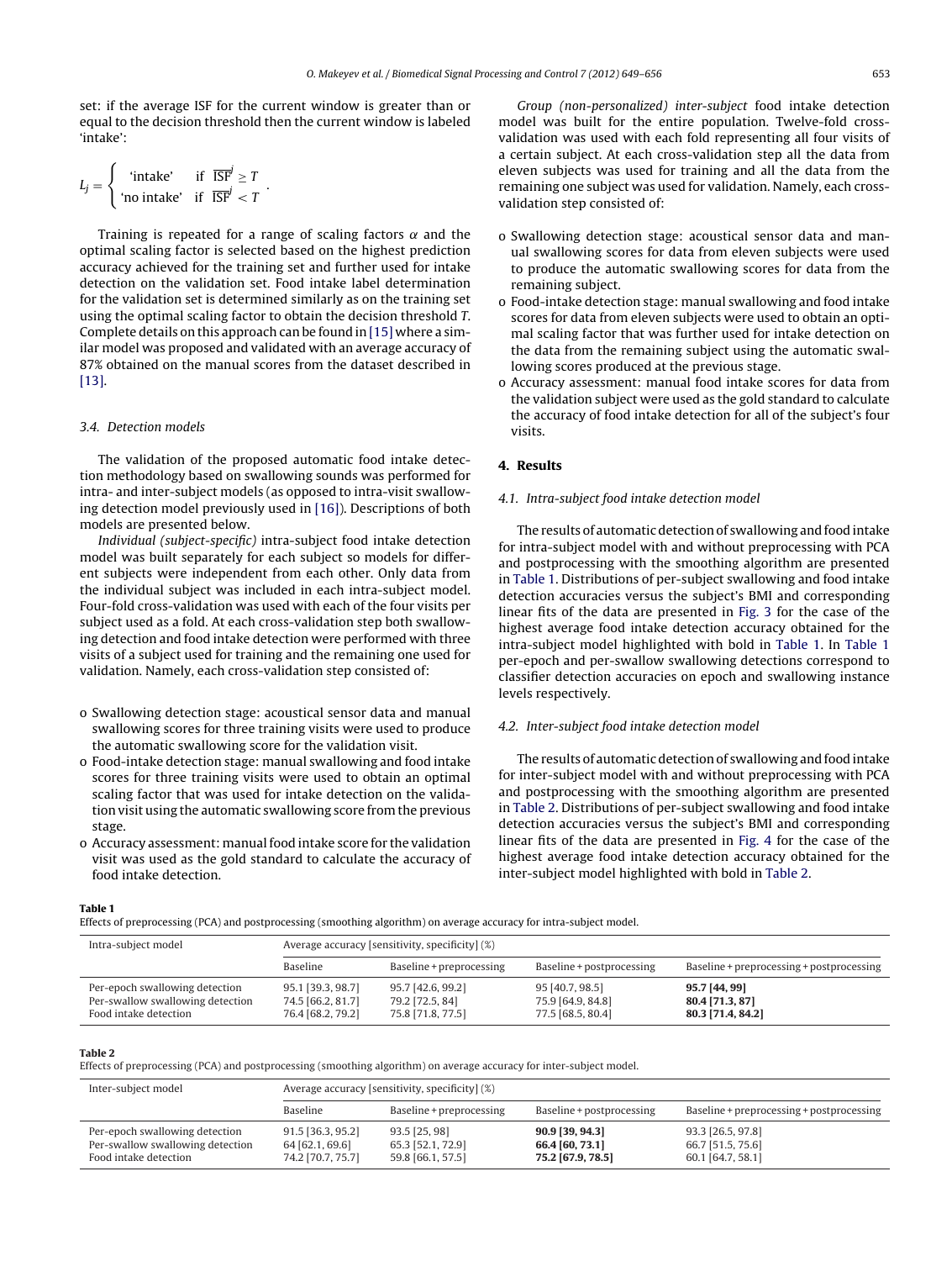set: if the average ISF for the current window is greater than or equal to the decision threshold then the current window is labeled 'intake':

$$L_j = \begin{cases} \text{'intake'} & \text{if } \overline{\text{ISF}}^j \geq T \\ \text{'no intake'} & \text{if } \overline{\text{ISF}}^j < T \end{cases}.$$

Training is repeated for a range of scaling factors $\alpha$ and the optimal scaling factor is selected based on the highest prediction accuracy achieved for the training set and further used for intake detection on the validation set. Food intake label determination for the validation set is determined similarly as on the training set using the optimal scaling factor to obtain the decision threshold $T$. Complete details on this approach can be found in [15] where a similar model was proposed and validated with an average accuracy of 87% obtained on the manual scores from the dataset described in [13].

### 3.4. Detection models

The validation of the proposed automatic food intake detection methodology based on swallowing sounds was performed for intra- and inter-subject models (as opposed to intra-visit swallowing detection model previously used in [16]). Descriptions of both models are presented below.

*Individual (subject-specific)* intra-subject food intake detection model was built separately for each subject so models for different subjects were independent from each other. Only data from the individual subject was included in each intra-subject model. Four-fold cross-validation was used with each of the four visits per subject used as a fold. At each cross-validation step both swallowing detection and food intake detection were performed with three visits of a subject used for training and the remaining one used for validation. Namely, each cross-validation step consisted of:

- Swallowing detection stage: acoustical sensor data and manual swallowing scores for three training visits were used to produce the automatic swallowing score for the validation visit.
- Food-intake detection stage: manual swallowing and food intake scores for three training visits were used to obtain an optimal scaling factor that was used for intake detection on the validation visit using the automatic swallowing score from the previous stage.
- Accuracy assessment: manual food intake score for the validation visit was used as the gold standard to calculate the accuracy of food intake detection.

*Group (non-personalized) inter-subject* food intake detection model was built for the entire population. Twelve-fold cross-validation was used with each fold representing all four visits of a certain subject. At each cross-validation step all the data from eleven subjects was used for training and all the data from the remaining one subject was used for validation. Namely, each cross-validation step consisted of:

- Swallowing detection stage: acoustical sensor data and manual swallowing scores for data from eleven subjects were used to produce the automatic swallowing scores for data from the remaining subject.
- Food-intake detection stage: manual swallowing and food intake scores for data from eleven subjects were used to obtain an optimal scaling factor that was further used for intake detection on the data from the remaining subject using the automatic swallowing scores produced at the previous stage.
- Accuracy assessment: manual food intake scores for data from the validation subject were used as the gold standard to calculate the accuracy of food intake detection for all of the subject's four visits.

## 4. Results

### 4.1. Intra-subject food intake detection model

The results of automatic detection of swallowing and food intake for intra-subject model with and without preprocessing with PCA and postprocessing with the smoothing algorithm are presented in Table 1. Distributions of per-subject swallowing and food intake detection accuracies versus the subject's BMI and corresponding linear fits of the data are presented in Fig. 3 for the case of the highest average food intake detection accuracy obtained for the intra-subject model highlighted with bold in Table 1. In Table 1 per-epoch and per-swallow swallowing detections correspond to classifier detection accuracies on epoch and swallowing instance levels respectively.

### 4.2. Inter-subject food intake detection model

The results of automatic detection of swallowing and food intake for inter-subject model with and without preprocessing with PCA and postprocessing with the smoothing algorithm are presented in Table 2. Distributions of per-subject swallowing and food intake detection accuracies versus the subject's BMI and corresponding linear fits of the data are presented in Fig. 4 for the case of the highest average food intake detection accuracy obtained for the inter-subject model highlighted with bold in Table 2.

**Table 1**
Effects of preprocessing (PCA) and postprocessing (smoothing algorithm) on average accuracy for intra-subject model.

| Intra-subject model | Average accuracy [sensitivity, specificity] (%) | | | |
|---|---|---|---|---|
| | Baseline | Baseline + preprocessing | Baseline + postprocessing | Baseline + preprocessing + postprocessing |
| Per-epoch swallowing detection | 95.1 [39.3, 98.7] | 95.7 [42.6, 99.2] | 95 [40.7, 98.5] | **95.7 [44, 99]** |
| Per-swallow swallowing detection | 74.5 [66.2, 81.7] | 79.2 [72.5, 84] | 75.9 [64.9, 84.8] | **80.4 [71.3, 87]** |
| Food intake detection | 76.4 [68.2, 79.2] | 75.8 [71.8, 77.5] | 77.5 [68.5, 80.4] | **80.3 [71.4, 84.2]** |

**Table 2**
Effects of preprocessing (PCA) and postprocessing (smoothing algorithm) on average accuracy for inter-subject model.

| Inter-subject model | Average accuracy [sensitivity, specificity] (%) | | | |
|---|---|---|---|---|
| | Baseline | Baseline + preprocessing | Baseline + postprocessing | Baseline + preprocessing + postprocessing |
| Per-epoch swallowing detection | 91.5 [36.3, 95.2] | 93.5 [25, 98] | **90.9 [39, 94.3]** | 93.3 [26.5, 97.8] |
| Per-swallow swallowing detection | 64 [62.1, 69.6] | 65.3 [52.1, 72.9] | **66.4 [60, 73.1]** | 66.7 [51.5, 75.6] |
| Food intake detection | 74.2 [70.7, 75.7] | 59.8 [66.1, 57.5] | **75.2 [67.9, 78.5]** | 60.1 [64.7, 58.1] |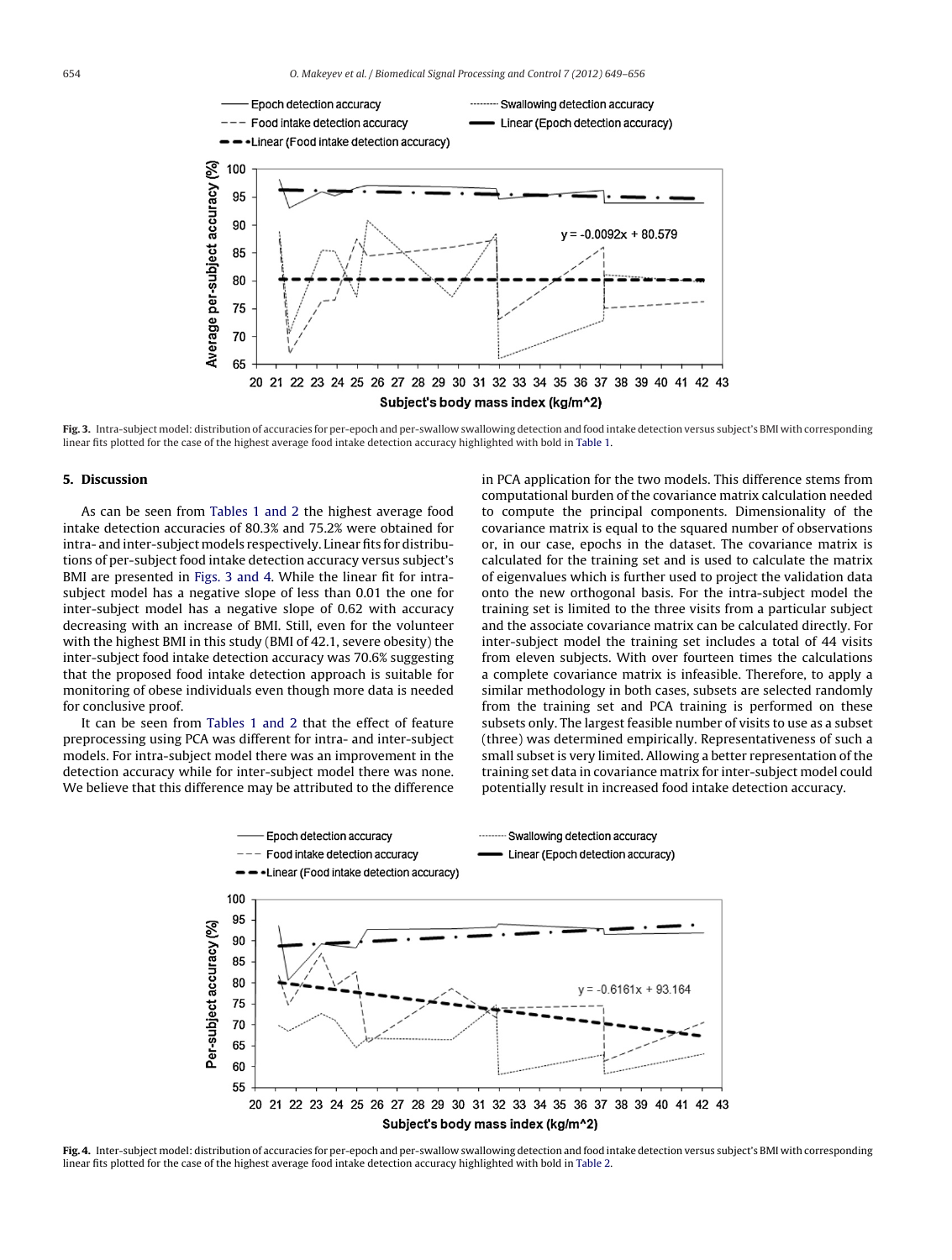Fig. 3. Intra-subject model: distribution of accuracies for per-epoch and per-swallow swallowing detection and food intake detection versus subject's BMI with corresponding linear fits plotted for the case of the highest average food intake detection accuracy highlighted with bold in Table 1.

## 5. Discussion

As can be seen from Tables 1 and 2 the highest average food intake detection accuracies of 80.3% and 75.2% were obtained for intra- and inter-subject models respectively. Linear fits for distributions of per-subject food intake detection accuracy versus subject's BMI are presented in Figs. 3 and 4. While the linear fit for intra-subject model has a negative slope of less than 0.01 the one for inter-subject model has a negative slope of 0.62 with accuracy decreasing with an increase of BMI. Still, even for the volunteer with the highest BMI in this study (BMI of 42.1, severe obesity) the inter-subject food intake detection accuracy was 70.6% suggesting that the proposed food intake detection approach is suitable for monitoring of obese individuals even though more data is needed for conclusive proof.

It can be seen from Tables 1 and 2 that the effect of feature preprocessing using PCA was different for intra- and inter-subject models. For intra-subject model there was an improvement in the detection accuracy while for inter-subject model there was none. We believe that this difference may be attributed to the difference in PCA application for the two models. This difference stems from computational burden of the covariance matrix calculation needed to compute the principal components. Dimensionality of the covariance matrix is equal to the squared number of observations or, in our case, epochs in the dataset. The covariance matrix is calculated for the training set and is used to calculate the matrix of eigenvalues which is further used to project the validation data onto the new orthogonal basis. For the intra-subject model the training set is limited to the three visits from a particular subject and the associate covariance matrix can be calculated directly. For inter-subject model the training set includes a total of 44 visits from eleven subjects. With over fourteen times the calculations a complete covariance matrix is infeasible. Therefore, to apply a similar methodology in both cases, subsets are selected randomly from the training set and PCA training is performed on these subsets only. The largest feasible number of visits to use as a subset (three) was determined empirically. Representativeness of such a small subset is very limited. Allowing a better representation of the training set data in covariance matrix for inter-subject model could potentially result in increased food intake detection accuracy.

Fig. 4. Inter-subject model: distribution of accuracies for per-epoch and per-swallow swallowing detection and food intake detection versus subject's BMI with corresponding linear fits plotted for the case of the highest average food intake detection accuracy highlighted with bold in Table 2.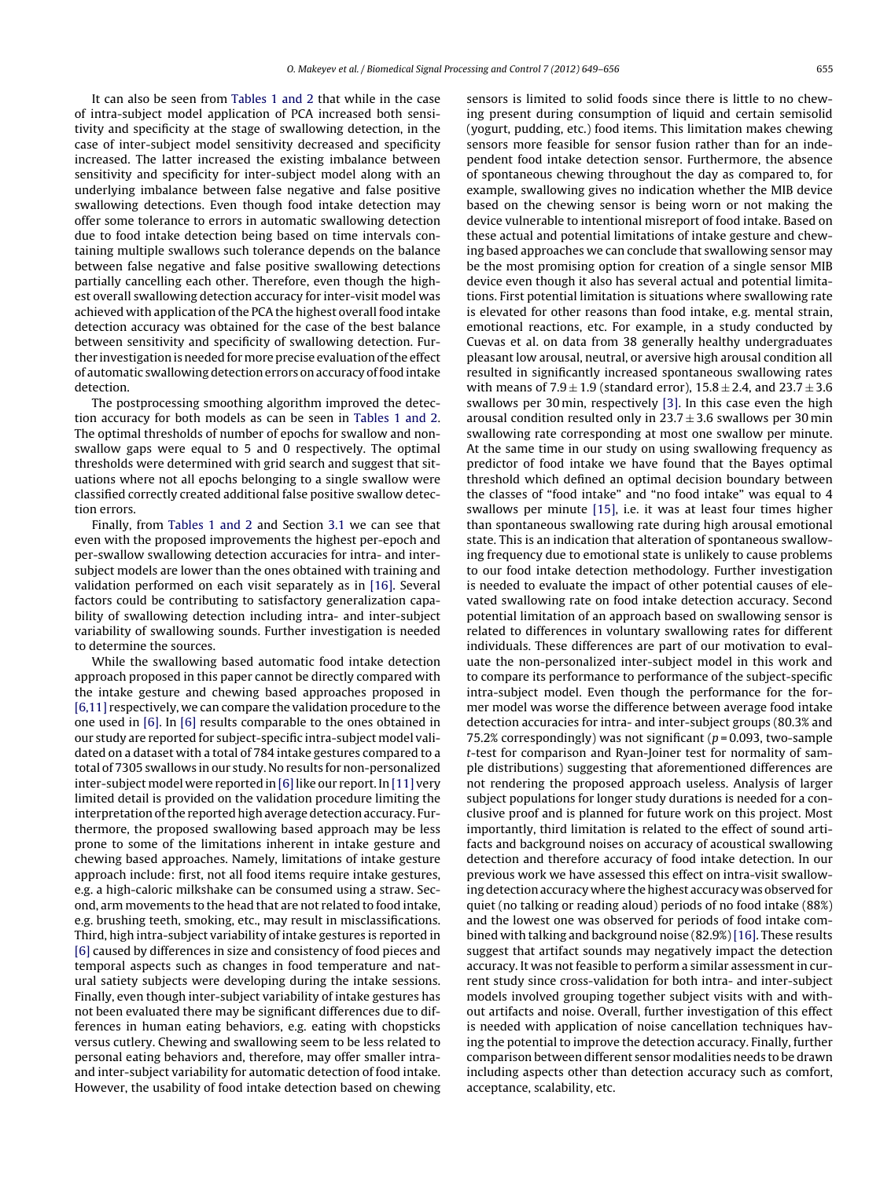It can also be seen from Tables 1 and 2 that while in the case of intra-subject model application of PCA increased both sensitivity and specificity at the stage of swallowing detection, in the case of inter-subject model sensitivity decreased and specificity increased. The latter increased the existing imbalance between sensitivity and specificity for inter-subject model along with an underlying imbalance between false negative and false positive swallowing detections. Even though food intake detection may offer some tolerance to errors in automatic swallowing detection due to food intake detection being based on time intervals containing multiple swallows such tolerance depends on the balance between false negative and false positive swallowing detections partially cancelling each other. Therefore, even though the highest overall swallowing detection accuracy for inter-visit model was achieved with application of the PCA the highest overall food intake detection accuracy was obtained for the case of the best balance between sensitivity and specificity of swallowing detection. Further investigation is needed for more precise evaluation of the effect of automatic swallowing detection errors on accuracy of food intake detection.

The postprocessing smoothing algorithm improved the detection accuracy for both models as can be seen in Tables 1 and 2. The optimal thresholds of number of epochs for swallow and non-swallow gaps were equal to 5 and 0 respectively. The optimal thresholds were determined with grid search and suggest that situations where not all epochs belonging to a single swallow were classified correctly created additional false positive swallow detection errors.

Finally, from Tables 1 and 2 and Section 3.1 we can see that even with the proposed improvements the highest per-epoch and per-swallow swallowing detection accuracies for intra- and inter-subject models are lower than the ones obtained with training and validation performed on each visit separately as in [16]. Several factors could be contributing to satisfactory generalization capability of swallowing detection including intra- and inter-subject variability of swallowing sounds. Further investigation is needed to determine the sources.

While the swallowing based automatic food intake detection approach proposed in this paper cannot be directly compared with the intake gesture and chewing based approaches proposed in [6,11] respectively, we can compare the validation procedure to the one used in [6]. In [6] results comparable to the ones obtained in our study are reported for subject-specific intra-subject model validated on a dataset with a total of 784 intake gestures compared to a total of 7305 swallows in our study. No results for non-personalized inter-subject model were reported in [6] like our report. In [11] very limited detail is provided on the validation procedure limiting the interpretation of the reported high average detection accuracy. Furthermore, the proposed swallowing based approach may be less prone to some of the limitations inherent in intake gesture and chewing based approaches. Namely, limitations of intake gesture approach include: first, not all food items require intake gestures, e.g. a high-caloric milkshake can be consumed using a straw. Second, arm movements to the head that are not related to food intake, e.g. brushing teeth, smoking, etc., may result in misclassifications. Third, high intra-subject variability of intake gestures is reported in [6] caused by differences in size and consistency of food pieces and temporal aspects such as changes in food temperature and natural satiety subjects were developing during the intake sessions. Finally, even though inter-subject variability of intake gestures has not been evaluated there may be significant differences due to differences in human eating behaviors, e.g. eating with chopsticks versus cutlery. Chewing and swallowing seem to be less related to personal eating behaviors and, therefore, may offer smaller intra- and inter-subject variability for automatic detection of food intake. However, the usability of food intake detection based on chewing sensors is limited to solid foods since there is little to no chewing present during consumption of liquid and certain semisolid (yogurt, pudding, etc.) food items. This limitation makes chewing sensors more feasible for sensor fusion rather than for an independent food intake detection sensor. Furthermore, the absence of spontaneous chewing throughout the day as compared to, for example, swallowing gives no indication whether the MIB device based on the chewing sensor is being worn or not making the device vulnerable to intentional misreport of food intake. Based on these actual and potential limitations of intake gesture and chewing based approaches we can conclude that swallowing sensor may be the most promising option for creation of a single sensor MIB device even though it also has several actual and potential limitations. First potential limitation is situations where swallowing rate is elevated for other reasons than food intake, e.g. mental strain, emotional reactions, etc. For example, in a study conducted by Cuevas et al. on data from 38 generally healthy undergraduates pleasant low arousal, neutral, or aversive high arousal condition all resulted in significantly increased spontaneous swallowing rates with means of $7.9 \pm 1.9$ (standard error), $15.8 \pm 2.4$, and $23.7 \pm 3.6$ swallows per 30 min, respectively [3]. In this case even the high arousal condition resulted only in $23.7 \pm 3.6$ swallows per 30 min swallowing rate corresponding at most one swallow per minute. At the same time in our study on using swallowing frequency as predictor of food intake we have found that the Bayes optimal threshold which defined an optimal decision boundary between the classes of "food intake" and "no food intake" was equal to 4 swallows per minute [15], i.e. it was at least four times higher than spontaneous swallowing rate during high arousal emotional state. This is an indication that alteration of spontaneous swallowing frequency due to emotional state is unlikely to cause problems to our food intake detection methodology. Further investigation is needed to evaluate the impact of other potential causes of elevated swallowing rate on food intake detection accuracy. Second potential limitation of an approach based on swallowing sensor is related to differences in voluntary swallowing rates for different individuals. These differences are part of our motivation to evaluate the non-personalized inter-subject model in this work and to compare its performance to performance of the subject-specific intra-subject model. Even though the performance for the former model was worse the difference between average food intake detection accuracies for intra- and inter-subject groups (80.3% and 75.2% correspondingly) was not significant ($p = 0.093$, two-sample *t*-test for comparison and Ryan-Joiner test for normality of sample distributions) suggesting that aforementioned differences are not rendering the proposed approach useless. Analysis of larger subject populations for longer study durations is needed for a conclusive proof and is planned for future work on this project. Most importantly, third limitation is related to the effect of sound artifacts and background noises on accuracy of acoustical swallowing detection and therefore accuracy of food intake detection. In our previous work we have assessed this effect on intra-visit swallowing detection accuracy where the highest accuracy was observed for quiet (no talking or reading aloud) periods of no food intake (88%) and the lowest one was observed for periods of food intake combined with talking and background noise (82.9%) [16]. These results suggest that artifact sounds may negatively impact the detection accuracy. It was not feasible to perform a similar assessment in current study since cross-validation for both intra- and inter-subject models involved grouping together subject visits with and without artifacts and noise. Overall, further investigation of this effect is needed with application of noise cancellation techniques having the potential to improve the detection accuracy. Finally, further comparison between different sensor modalities needs to be drawn including aspects other than detection accuracy such as comfort, acceptance, scalability, etc.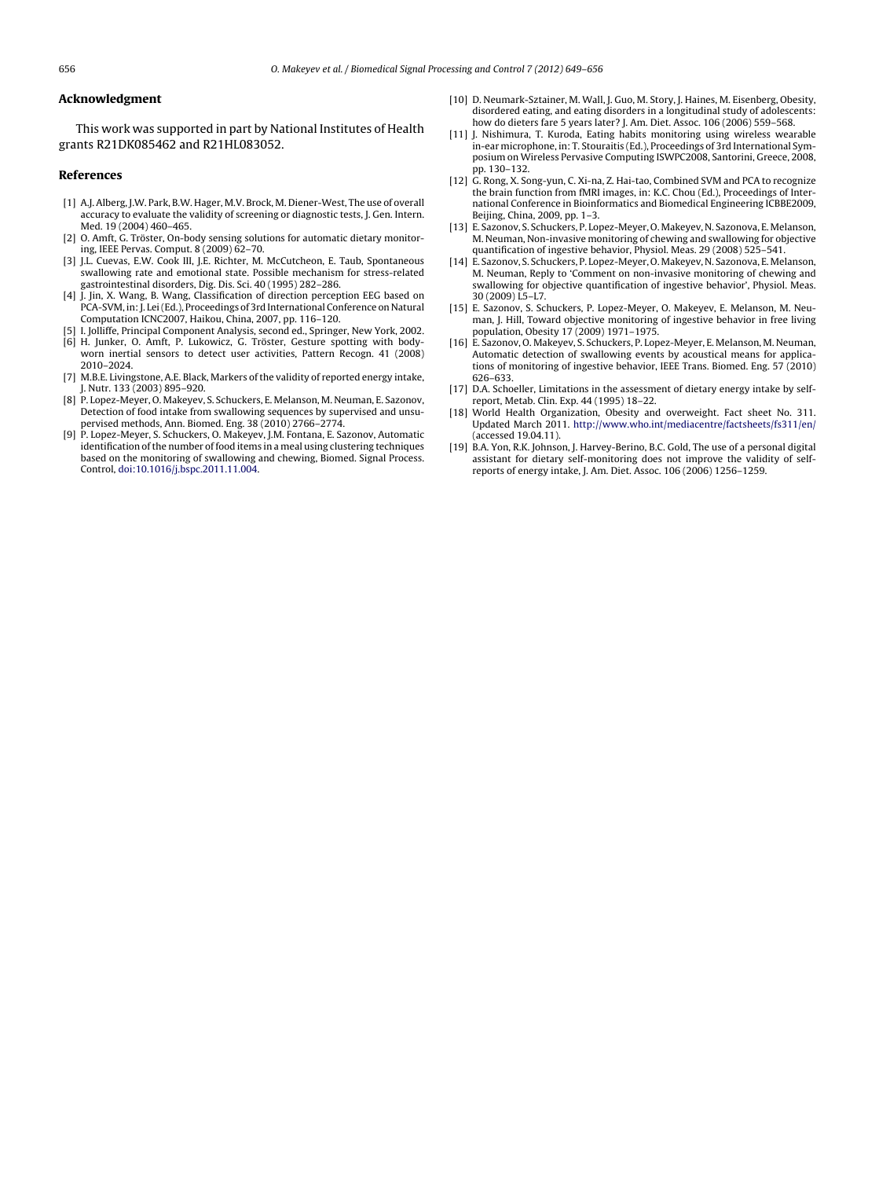## Acknowledgment

This work was supported in part by National Institutes of Health grants R21DK085462 and R21HL083052.

## References

[1] A.J. Alberg, J.W. Park, B.W. Hager, M.V. Brock, M. Diener-West, The use of overall accuracy to evaluate the validity of screening or diagnostic tests, J. Gen. Intern. Med. 19 (2004) 460–465.

[2] O. Amft, G. Tröster, On-body sensing solutions for automatic dietary monitoring, IEEE Pervas. Comput. 8 (2009) 62–70.

[3] J.L. Cuevas, E.W. Cook III, J.E. Richter, M. McCutcheon, E. Taub, Spontaneous swallowing rate and emotional state. Possible mechanism for stress-related gastrointestinal disorders, Dig. Dis. Sci. 40 (1995) 282–286.

[4] J. Jin, X. Wang, B. Wang, Classification of direction perception EEG based on PCA-SVM, in: J. Lei (Ed.), Proceedings of 3rd International Conference on Natural Computation ICNC2007, Haikou, China, 2007, pp. 116–120.

[5] I. Jolliffe, Principal Component Analysis, second ed., Springer, New York, 2002.

[6] H. Junker, O. Amft, P. Lukowicz, G. Tröster, Gesture spotting with body-worn inertial sensors to detect user activities, Pattern Recogn. 41 (2008) 2010–2024.

[7] M.B.E. Livingstone, A.E. Black, Markers of the validity of reported energy intake, J. Nutr. 133 (2003) 895–920.

[8] P. Lopez-Meyer, O. Makeyev, S. Schuckers, E. Melanson, M. Neuman, E. Sazonov, Detection of food intake from swallowing sequences by supervised and unsupervised methods, Ann. Biomed. Eng. 38 (2010) 2766–2774.

[9] P. Lopez-Meyer, S. Schuckers, O. Makeyev, J.M. Fontana, E. Sazonov, Automatic identification of the number of food items in a meal using clustering techniques based on the monitoring of swallowing and chewing, Biomed. Signal Process. Control, doi:10.1016/j.bspc.2011.11.004.

[10] D. Neumark-Sztainer, M. Wall, J. Guo, M. Story, J. Haines, M. Eisenberg, Obesity, disordered eating, and eating disorders in a longitudinal study of adolescents: how do dieters fare 5 years later? J. Am. Diet. Assoc. 106 (2006) 559–568.

[11] J. Nishimura, T. Kuroda, Eating habits monitoring using wireless wearable in-ear microphone, in: T. Stouraitis (Ed.), Proceedings of 3rd International Symposium on Wireless Pervasive Computing ISWPC2008, Santorini, Greece, 2008, pp. 130–132.

[12] G. Rong, X. Song-yun, C. Xi-na, Z. Hai-tao, Combined SVM and PCA to recognize the brain function from fMRI images, in: K.C. Chou (Ed.), Proceedings of International Conference in Bioinformatics and Biomedical Engineering ICBBE2009, Beijing, China, 2009, pp. 1–3.

[13] E. Sazonov, S. Schuckers, P. Lopez-Meyer, O. Makeyev, N. Sazonova, E. Melanson, M. Neuman, Non-invasive monitoring of chewing and swallowing for objective quantification of ingestive behavior, Physiol. Meas. 29 (2008) 525–541.

[14] E. Sazonov, S. Schuckers, P. Lopez-Meyer, O. Makeyev, N. Sazonova, E. Melanson, M. Neuman, Reply to 'Comment on non-invasive monitoring of chewing and swallowing for objective quantification of ingestive behavior', Physiol. Meas. 30 (2009) L5–L7.

[15] E. Sazonov, S. Schuckers, P. Lopez-Meyer, O. Makeyev, E. Melanson, M. Neuman, J. Hill, Toward objective monitoring of ingestive behavior in free living population, Obesity 17 (2009) 1971–1975.

[16] E. Sazonov, O. Makeyev, S. Schuckers, P. Lopez-Meyer, E. Melanson, M. Neuman, Automatic detection of swallowing events by acoustical means for applications of monitoring of ingestive behavior, IEEE Trans. Biomed. Eng. 57 (2010) 626–633.

[17] D.A. Schoeller, Limitations in the assessment of dietary energy intake by self-report, Metab. Clin. Exp. 44 (1995) 18–22.

[18] World Health Organization, Obesity and overweight. Fact sheet No. 311. Updated March 2011. http://www.who.int/mediacentre/factsheets/fs311/en/ (accessed 19.04.11).

[19] B.A. Yon, R.K. Johnson, J. Harvey-Berino, B.C. Gold, The use of a personal digital assistant for dietary self-monitoring does not improve the validity of self-reports of energy intake, J. Am. Diet. Assoc. 106 (2006) 1256–1259.